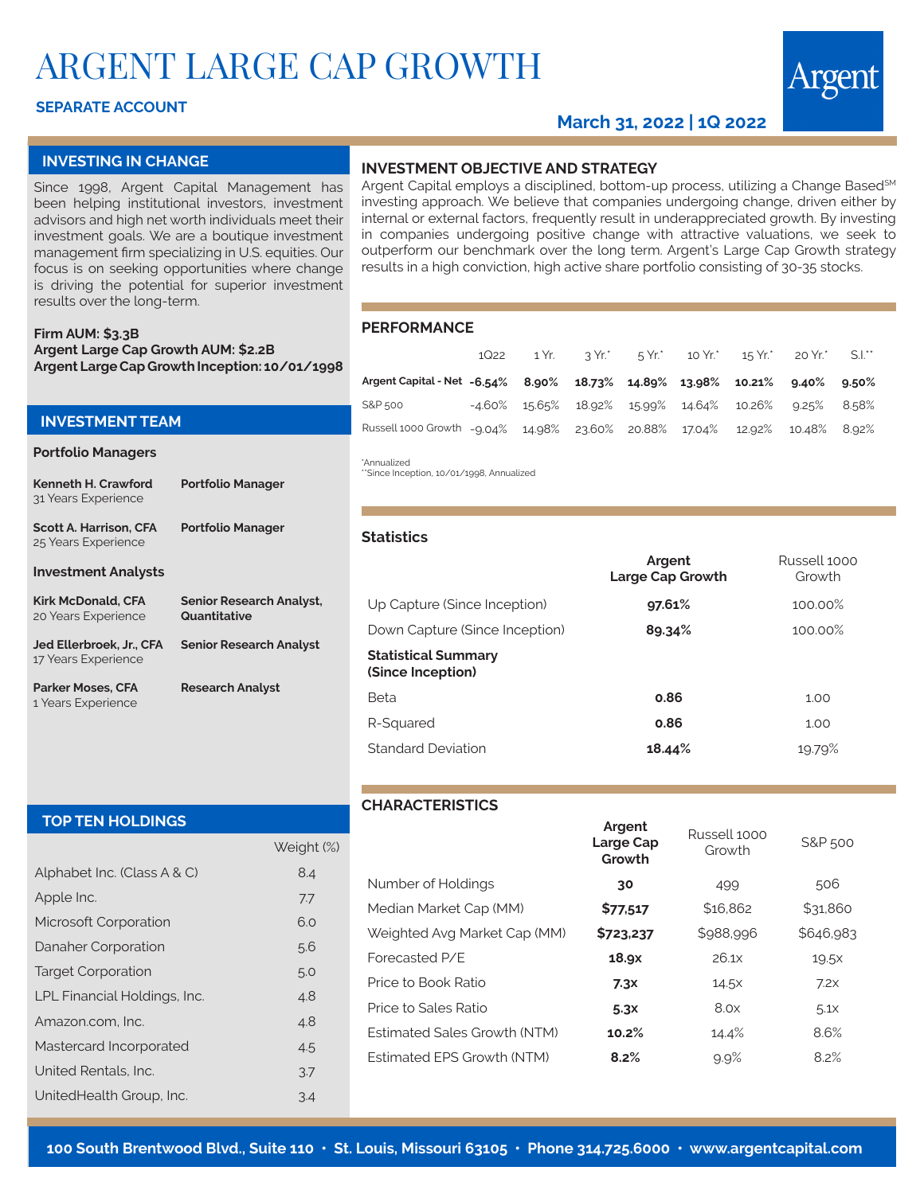# ARGENT LARGE CAP GROWTH

**SEPARATE ACCOUNT**

**March 31, 2022 | 1Q 2022**

## INVESTING IN CHANGE

Since 1998, Argent Capital Management has been helping institutional investors, investment advisors and high net worth individuals meet their investment goals. We are a boutique investment management firm specializing in U.S. equities. Our focus is on seeking opportunities where change is driving the potential for superior investment results over the long-term.

**Firm AUM: $3.3B**
**Argent Large Cap Growth AUM: $2.2B**
**Argent Large Cap Growth Inception: 10/01/1998**

## INVESTMENT TEAM

### Portfolio Managers

| Name | Title |
|---|---|
| **Kenneth H. Crawford** 31 Years Experience | **Portfolio Manager** |
| **Scott A. Harrison, CFA** 25 Years Experience | **Portfolio Manager** |

### Investment Analysts

| Name | Title |
|---|---|
| **Kirk McDonald, CFA** 20 Years Experience | **Senior Research Analyst, Quantitative** |
| **Jed Ellerbroek, Jr., CFA** 17 Years Experience | **Senior Research Analyst** |
| **Parker Moses, CFA** 1 Years Experience | **Research Analyst** |

## TOP TEN HOLDINGS

| | Weight (%) |
|---|---|
| Alphabet Inc. (Class A & C) | 8.4 |
| Apple Inc. | 7.7 |
| Microsoft Corporation | 6.0 |
| Danaher Corporation | 5.6 |
| Target Corporation | 5.0 |
| LPL Financial Holdings, Inc. | 4.8 |
| Amazon.com, Inc. | 4.8 |
| Mastercard Incorporated | 4.5 |
| United Rentals, Inc. | 3.7 |
| UnitedHealth Group, Inc. | 3.4 |

## INVESTMENT OBJECTIVE AND STRATEGY

Argent Capital employs a disciplined, bottom-up process, utilizing a Change Based℠ investing approach. We believe that companies undergoing change, driven either by internal or external factors, frequently result in underappreciated growth. By investing in companies undergoing positive change with attractive valuations, we seek to outperform our benchmark over the long term. Argent's Large Cap Growth strategy results in a high conviction, high active share portfolio consisting of 30-35 stocks.

## PERFORMANCE

| | 1Q22 | 1 Yr. | 3 Yr.* | 5 Yr.* | 10 Yr.* | 15 Yr.* | 20 Yr.* | S.I.** |
|---|---|---|---|---|---|---|---|---|
| **Argent Capital - Net** | **-6.54%** | **8.90%** | **18.73%** | **14.89%** | **13.98%** | **10.21%** | **9.40%** | **9.50%** |
| S&P 500 | -4.60% | 15.65% | 18.92% | 15.99% | 14.64% | 10.26% | 9.25% | 8.58% |
| Russell 1000 Growth | -9.04% | 14.98% | 23.60% | 20.88% | 17.04% | 12.92% | 10.48% | 8.92% |

*Annualized
**Since Inception, 10/01/1998, Annualized

## Statistics

| | Argent Large Cap Growth | Russell 1000 Growth |
|---|---|---|
| Up Capture (Since Inception) | **97.61%** | 100.00% |
| Down Capture (Since Inception) | **89.34%** | 100.00% |
| **Statistical Summary (Since Inception)** | | |
| Beta | **0.86** | 1.00 |
| R-Squared | **0.86** | 1.00 |
| Standard Deviation | **18.44%** | 19.79% |

## CHARACTERISTICS

| | Argent Large Cap Growth | Russell 1000 Growth | S&P 500 |
|---|---|---|---|
| Number of Holdings | **30** | 499 | 506 |
| Median Market Cap (MM) | **$77,517** | $16,862 | $31,860 |
| Weighted Avg Market Cap (MM) | **$723,237** | $988,996 | $646,983 |
| Forecasted P/E | **18.9x** | 26.1x | 19.5x |
| Price to Book Ratio | **7.3x** | 14.5x | 7.2x |
| Price to Sales Ratio | **5.3x** | 8.0x | 5.1x |
| Estimated Sales Growth (NTM) | **10.2%** | 14.4% | 8.6% |
| Estimated EPS Growth (NTM) | **8.2%** | 9.9% | 8.2% |

**100 South Brentwood Blvd., Suite 110 • St. Louis, Missouri 63105 • Phone 314.725.6000 • www.argentcapital.com**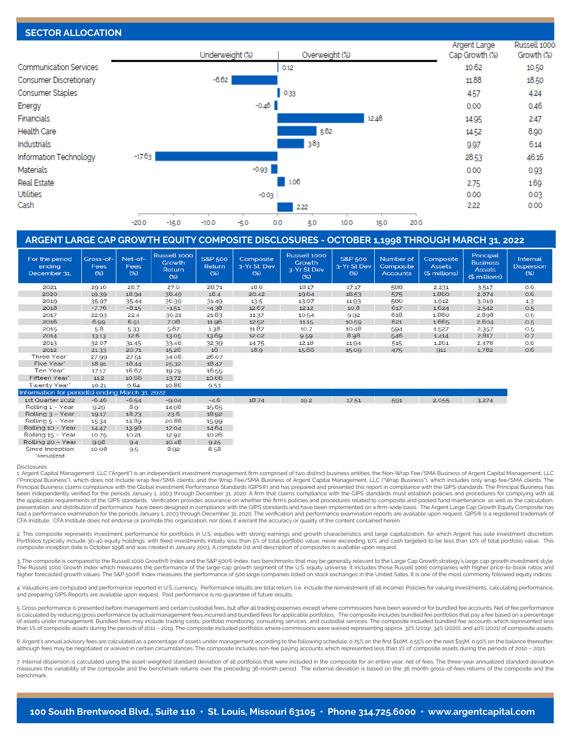## SECTOR ALLOCATION

Underweight (%)
Overweight (%)

Communication Services 0.12
Consumer Discretionary -6.62
Consumer Staples 0.33
Energy -0.46
Financials 12.48
Health Care 5.62
Industrials 3.83
Information Technology -17.63
Materials -0.93
Real Estate 1.06
Utilities -0.03
Cash 2.22

-20.0 -15.0 -10.0 -5.0 0.0 5.0 10.0 15.0 20.0

| Sector | Argent Large Cap Growth (%) | Russell 1000 Growth (%) |
|---|---|---|
| Communication Services | 10.62 | 10.50 |
| Consumer Discretionary | 11.88 | 18.50 |
| Consumer Staples | 4.57 | 4.24 |
| Energy | 0.00 | 0.46 |
| Financials | 14.95 | 2.47 |
| Health Care | 14.52 | 8.90 |
| Industrials | 9.97 | 6.14 |
| Information Technology | 28.53 | 46.16 |
| Materials | 0.00 | 0.93 |
| Real Estate | 2.75 | 1.69 |
| Utilities | 0.00 | 0.03 |
| Cash | 2.22 | 0.00 |

## ARGENT LARGE CAP GROWTH EQUITY COMPOSITE DISCLOSURES - OCTOBER 1,1998 THROUGH MARCH 31, 2022

| For the period ending December 31, | Gross-of-Fees (%) | Net-of-Fees (%) | Russell 1000 Growth Return (%) | S&P 500 Return (%) | Composite 3-Yr St. Dev (%) | Russell 1000 Growth 3-Yr St Dev (%) | S&P 500 3-Yr St Dev (%) | Number of Composite Accounts | Composite Assets ($ millions) | Principal Business Assets ($ millions) | Internal Dispersion (%) |
|---|---|---|---|---|---|---|---|---|---|---|---|
| 2021 | 29.16 | 28.7 | 27.6 | 28.71 | 18.6 | 18.17 | 17.17 | 588 | 2,231 | 3,517 | 0.6 |
| 2020 | 19.39 | 18.94 | 38.49 | 18.4 | 20.42 | 19.64 | 18.53 | 575 | 1,860 | 2,874 | 0.6 |
| 2019 | 35.97 | 35.44 | 36.39 | 31.49 | 13.5 | 13.07 | 11.93 | 586 | 1,912 | 3,019 | 1.3 |
| 2018 | -7.76 | -8.15 | -1.51 | -4.38 | 12.67 | 12.12 | 10.8 | 617 | 1,624 | 2,542 | 0.5 |
| 2017 | 22.93 | 22.4 | 30.21 | 21.83 | 11.37 | 10.54 | 9.92 | 618 | 1,860 | 2,898 | 0.5 |
| 2016 | 6.99 | 6.51 | 7.08 | 11.96 | 12.52 | 11.15 | 10.59 | 621 | 1,665 | 2,604 | 0.5 |
| 2015 | 5.8 | 5.33 | 5.67 | 1.38 | 11.87 | 10.7 | 10.48 | 594 | 1,527 | 2,357 | 0.5 |
| 2014 | 13.13 | 12.6 | 13.05 | 13.69 | 12.02 | 9.59 | 8.98 | 546 | 1,414 | 2,817 | 0.7 |
| 2013 | 32.07 | 31.45 | 33.48 | 32.39 | 14.75 | 12.18 | 11.94 | 515 | 1,261 | 2,478 | 0.6 |
| 2012 | 21.33 | 20.71 | 15.26 | 16 | 18.9 | 15.66 | 15.09 | 475 | 911 | 1,782 | 0.6 |
| Three Year* | 27.99 | 27.51 | 34.08 | 26.07 | | | | | | | |
| Five Year* | 18.91 | 18.44 | 25.32 | 18.47 | | | | | | | |
| Ten Year* | 17.17 | 16.67 | 19.79 | 16.55 | | | | | | | |
| Fifteen Year* | 11.2 | 10.66 | 13.72 | 10.66 | | | | | | | |
| Twenty Year* | 10.21 | 9.64 | 10.86 | 9.53 | | | | | | | |
| **Information for period(s) ending March 31, 2022** | | | | | | | | | | | |
| 1st Quarter 2022 | -6.46 | -6.54 | -9.04 | -4.6 | 18.74 | 19.2 | 17.51 | 591 | 2,055 | 3,274 | |
| Rolling 1 – Year | 9.29 | 8.9 | 14.98 | 15.65 | | | | | | | |
| Rolling 3 – Year | 19.17 | 18.73 | 23.6 | 18.92 | | | | | | | |
| Rolling 5 – Year | 15.34 | 14.89 | 20.88 | 15.99 | | | | | | | |
| Rolling 10 – Year | 14.47 | 13.98 | 17.04 | 14.64 | | | | | | | |
| Rolling 15 – Year | 10.75 | 10.21 | 12.92 | 10.26 | | | | | | | |
| Rolling 20 – Year | 9.98 | 9.4 | 10.48 | 9.25 | | | | | | | |
| Since Inception | 10.08 | 9.5 | 8.92 | 8.58 | | | | | | | |

*Annualized

Disclosures:

1. Argent Capital Management, LLC ("Argent") is an independent investment management firm comprised of two distinct business entities: the Non-Wrap Fee/SMA Business of Argent Capital Management, LLC ("Principal Business"), which does not include wrap fee/SMA clients; and the Wrap Fee/SMA Business of Argent Capital Management, LLC ("Wrap Business"), which includes only wrap fee/SMA clients. The Principal Business claims compliance with the Global Investment Performance Standards (GIPS®) and has prepared and presented this report in compliance with the GIPS standards. The Principal Business has been independently verified for the periods January 1, 2003 through December 31, 2020. A firm that claims compliance with the GIPS standards must establish policies and procedures for complying with all the applicable requirements of the GIPS standards. Verification provides assurance on whether the firm's policies and procedures related to composite and pooled fund maintenance, as well as the calculation, presentation, and distribution of performance, have been designed in compliance with the GIPS standards and have been implemented on a firm-wide basis. The Argent Large Cap Growth Equity Composite has had a performance examination for the periods January 1, 2003 through December 31, 2020. The verification and performance examination reports are available upon request. GIPS® is a registered trademark of CFA Institute. CFA Institute does not endorse or promote this organization, nor does it warrant the accuracy or quality of the content contained herein.

2. This composite represents investment performance for portfolios in U.S. equities with strong earnings and growth characteristics and large capitalization, for which Argent has sole investment discretion. Portfolios typically include 30-40 equity holdings; with fixed investments initially less than 5% of total portfolio value, never exceeding 10% and cash targeted to be less than 10% of total portfolio value. This composite inception date is October 1998 and was created in January 2003. A complete list and description of composites is available upon request.

3. The composite is compared to the Russell 1000 Growth® Index and the S&P 500® Index, two benchmarks that may be generally relevant to the Large Cap Growth strategy's large cap growth investment style. The Russell 1000 Growth Index which measures the performance of the large-cap growth segment of the U.S. equity universe. It includes those Russell 1000 companies with higher price-to-book ratios and higher forecasted growth values. The S&P 500® Index measures the performance of 500 large companies listed on stock exchanges in the United States. It is one of the most commonly followed equity indices.

4. Valuations are computed and performance reported in U.S. currency. Performance results are total return, (i.e. include the reinvestment of all income). Policies for valuing investments, calculating performance, and preparing GIPS Reports are available upon request. Past performance is no guarantee of future results.

5. Gross performance is presented before management and certain custodial fees, but after all trading expenses except where commissions have been waived or for bundled fee accounts. Net of fee performance is calculated by reducing gross performance by actual management fees incurred and bundled fees for applicable portfolios. The composite includes bundled fee portfolios that pay a fee based on a percentage of assets under management. Bundled fees may include trading costs, portfolio monitoring, consulting services, and custodial services. The composite included bundled fee accounts which represented less than 1% of composite assets during the periods of 2011 – 2019. The composite included portfolios where commissions were waived representing approx. 32% (2019), 34% (2020), and 40% (2021) of composite assets.

6. Argent's annual advisory fees are calculated as a percentage of assets under management according to the following schedule; 0.75% on the first $10M. 0.55% on the next $15M, 0.50% on the balance thereafter, although fees may be negotiated or waived in certain circumstances. The composite includes non-fee paying accounts which represented less than 1% of composite assets during the periods of 2010 – 2021.

7. Internal dispersion is calculated using the asset-weighted standard deviation of all portfolios that were included in the composite for an entire year, net of fees. The three-year annualized standard deviation measures the variability of the composite and the benchmark returns over the preceding 36-month period. The external deviation is based on the 36 month gross-of-fees returns of the composite and the benchmark.

**100 South Brentwood Blvd., Suite 110 • St. Louis, Missouri 63105 • Phone 314.725.6000 • www.argentcapital.com**